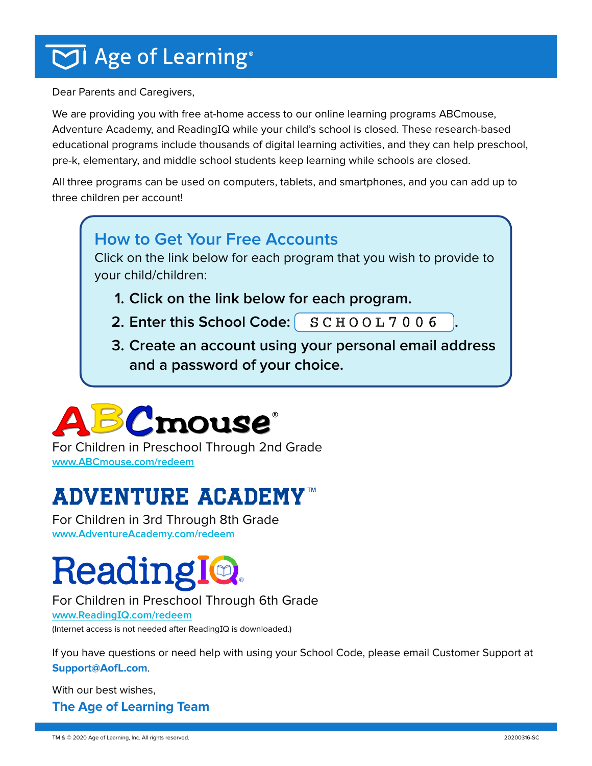# Age of Learning®

Dear Parents and Caregivers,

We are providing you with free at-home access to our online learning programs ABCmouse, Adventure Academy, and ReadingIQ while your child's school is closed. These research-based educational programs include thousands of digital learning activities, and they can help preschool, pre-k, elementary, and middle school students keep learning while schools are closed.

All three programs can be used on computers, tablets, and smartphones, and you can add up to three children per account!

## How to Get Your Free Accounts

Click on the link below for each program that you wish to provide to your child/children:

1. **Click on the link below for each program.**
2. **Enter this School Code: SCHOOL7006.**
3. **Create an account using your personal email address and a password of your choice.**

## ABCmouse®

For Children in Preschool Through 2nd Grade

www.ABCmouse.com/redeem

## ADVENTURE ACADEMY™

For Children in 3rd Through 8th Grade

www.AdventureAcademy.com/redeem

## ReadingIQ®

For Children in Preschool Through 6th Grade

www.ReadingIQ.com/redeem

(Internet access is not needed after ReadingIQ is downloaded.)

If you have questions or need help with using your School Code, please email Customer Support at **Support@AofL.com**.

With our best wishes,

**The Age of Learning Team**

TM & © 2020 Age of Learning, Inc. All rights reserved.

20200316-SC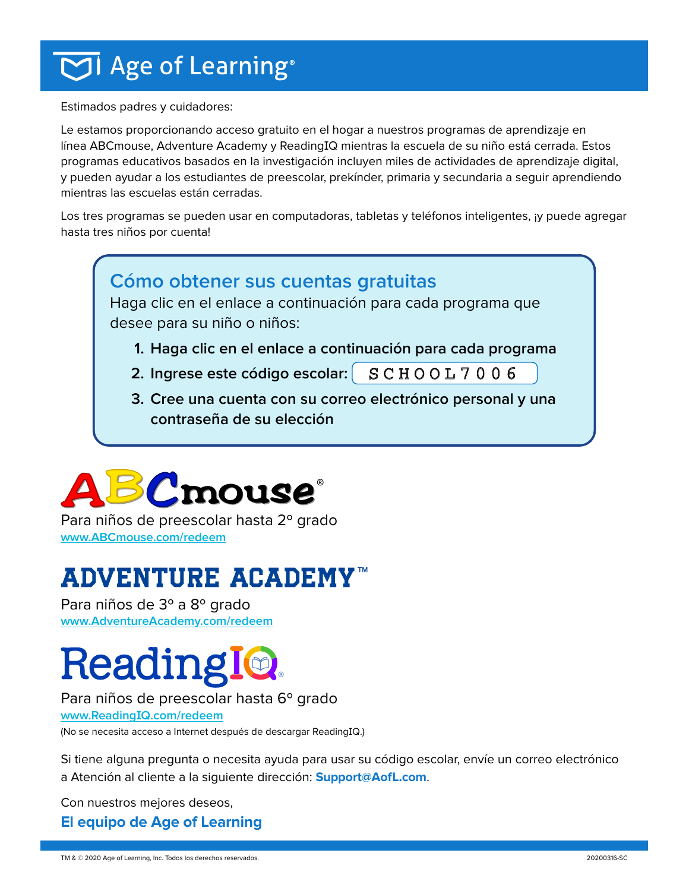# Age of Learning®

Estimados padres y cuidadores:

Le estamos proporcionando acceso gratuito en el hogar a nuestros programas de aprendizaje en línea ABCmouse, Adventure Academy y ReadingIQ mientras la escuela de su niño está cerrada. Estos programas educativos basados en la investigación incluyen miles de actividades de aprendizaje digital, y pueden ayudar a los estudiantes de preescolar, prekínder, primaria y secundaria a seguir aprendiendo mientras las escuelas están cerradas.

Los tres programas se pueden usar en computadoras, tabletas y teléfonos inteligentes, ¡y puede agregar hasta tres niños por cuenta!

## Cómo obtener sus cuentas gratuitas

Haga clic en el enlace a continuación para cada programa que desee para su niño o niños:

1. **Haga clic en el enlace a continuación para cada programa**
2. **Ingrese este código escolar:** SCHOOL7006
3. **Cree una cuenta con su correo electrónico personal y una contraseña de su elección**

## ABCmouse®

Para niños de preescolar hasta 2º grado
www.ABCmouse.com/redeem

## ADVENTURE ACADEMY™

Para niños de 3º a 8º grado
www.AdventureAcademy.com/redeem

## ReadingIQ®

Para niños de preescolar hasta 6º grado
www.ReadingIQ.com/redeem
(No se necesita acceso a Internet después de descargar ReadingIQ.)

Si tiene alguna pregunta o necesita ayuda para usar su código escolar, envíe un correo electrónico a Atención al cliente a la siguiente dirección: **Support@AofL.com**.

Con nuestros mejores deseos,

**El equipo de Age of Learning**

TM & © 2020 Age of Learning, Inc. Todos los derechos reservados.

20200316-SC